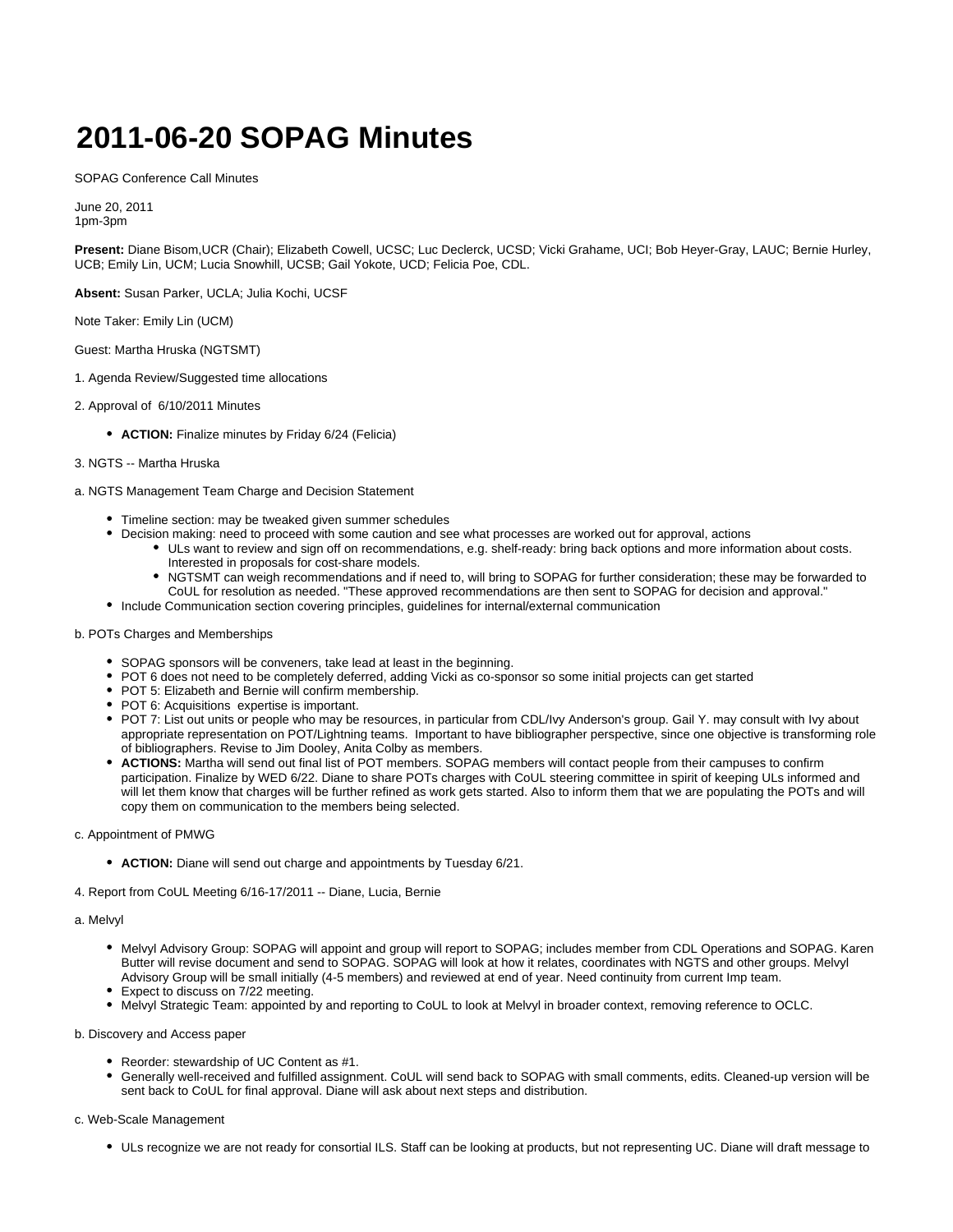# 2011-06-20 SOPAG Minutes

SOPAG Conference Call Minutes

June 20, 2011
1pm-3pm

**Present:** Diane Bisom,UCR (Chair); Elizabeth Cowell, UCSC; Luc Declerck, UCSD; Vicki Grahame, UCI; Bob Heyer-Gray, LAUC; Bernie Hurley, UCB; Emily Lin, UCM; Lucia Snowhill, UCSB; Gail Yokote, UCD; Felicia Poe, CDL.

**Absent:** Susan Parker, UCLA; Julia Kochi, UCSF

Note Taker: Emily Lin (UCM)

Guest: Martha Hruska (NGTSMT)

1. Agenda Review/Suggested time allocations

2. Approval of 6/10/2011 Minutes

- **ACTION:** Finalize minutes by Friday 6/24 (Felicia)

3. NGTS -- Martha Hruska

a. NGTS Management Team Charge and Decision Statement

- Timeline section: may be tweaked given summer schedules
- Decision making: need to proceed with some caution and see what processes are worked out for approval, actions
  - ULs want to review and sign off on recommendations, e.g. shelf-ready: bring back options and more information about costs. Interested in proposals for cost-share models.
  - NGTSMT can weigh recommendations and if need to, will bring to SOPAG for further consideration; these may be forwarded to CoUL for resolution as needed. "These approved recommendations are then sent to SOPAG for decision and approval."
- Include Communication section covering principles, guidelines for internal/external communication

b. POTs Charges and Memberships

- SOPAG sponsors will be conveners, take lead at least in the beginning.
- POT 6 does not need to be completely deferred, adding Vicki as co-sponsor so some initial projects can get started
- POT 5: Elizabeth and Bernie will confirm membership.
- POT 6: Acquisitions expertise is important.
- POT 7: List out units or people who may be resources, in particular from CDL/Ivy Anderson's group. Gail Y. may consult with Ivy about appropriate representation on POT/Lightning teams. Important to have bibliographer perspective, since one objective is transforming role of bibliographers. Revise to Jim Dooley, Anita Colby as members.
- **ACTIONS:** Martha will send out final list of POT members. SOPAG members will contact people from their campuses to confirm participation. Finalize by WED 6/22. Diane to share POTs charges with CoUL steering committee in spirit of keeping ULs informed and will let them know that charges will be further refined as work gets started. Also to inform them that we are populating the POTs and will copy them on communication to the members being selected.

c. Appointment of PMWG

- **ACTION:** Diane will send out charge and appointments by Tuesday 6/21.

4. Report from CoUL Meeting 6/16-17/2011 -- Diane, Lucia, Bernie

a. Melvyl

- Melvyl Advisory Group: SOPAG will appoint and group will report to SOPAG; includes member from CDL Operations and SOPAG. Karen Butter will revise document and send to SOPAG. SOPAG will look at how it relates, coordinates with NGTS and other groups. Melvyl Advisory Group will be small initially (4-5 members) and reviewed at end of year. Need continuity from current Imp team.
- Expect to discuss on 7/22 meeting.
- Melvyl Strategic Team: appointed by and reporting to CoUL to look at Melvyl in broader context, removing reference to OCLC.

b. Discovery and Access paper

- Reorder: stewardship of UC Content as #1.
- Generally well-received and fulfilled assignment. CoUL will send back to SOPAG with small comments, edits. Cleaned-up version will be sent back to CoUL for final approval. Diane will ask about next steps and distribution.

c. Web-Scale Management

- ULs recognize we are not ready for consortial ILS. Staff can be looking at products, but not representing UC. Diane will draft message to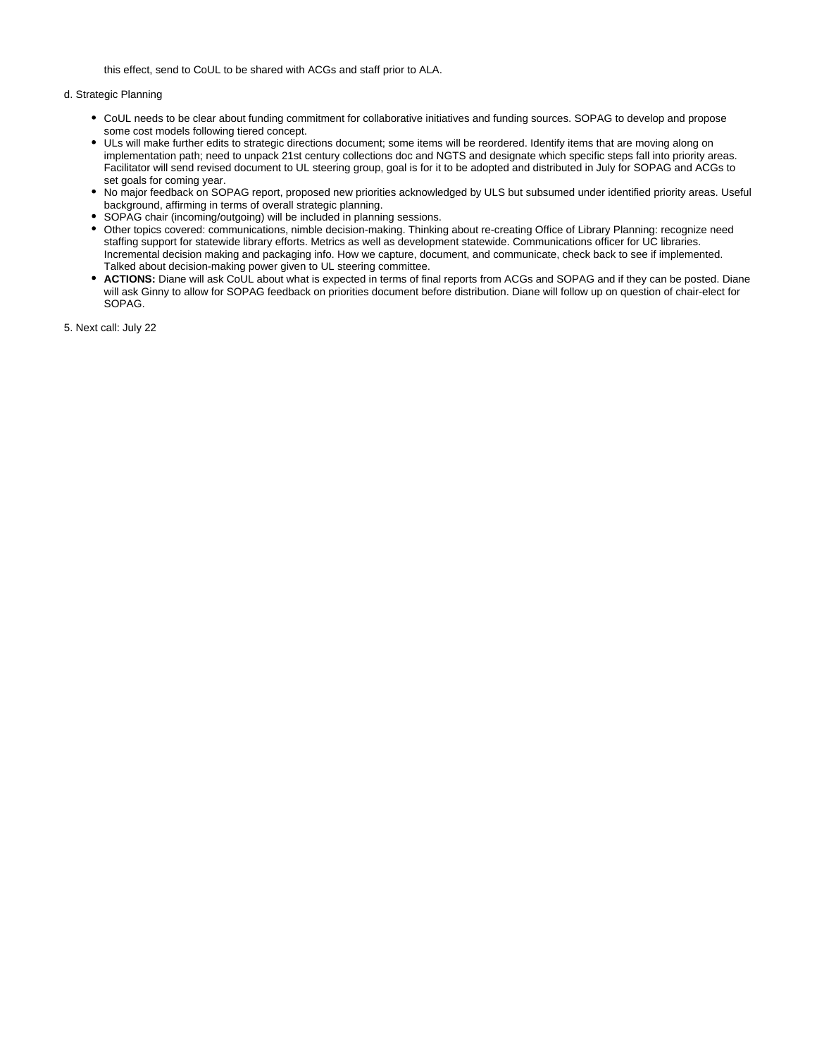this effect, send to CoUL to be shared with ACGs and staff prior to ALA.

d. Strategic Planning

- CoUL needs to be clear about funding commitment for collaborative initiatives and funding sources. SOPAG to develop and propose some cost models following tiered concept.
- ULs will make further edits to strategic directions document; some items will be reordered. Identify items that are moving along on implementation path; need to unpack 21st century collections doc and NGTS and designate which specific steps fall into priority areas. Facilitator will send revised document to UL steering group, goal is for it to be adopted and distributed in July for SOPAG and ACGs to set goals for coming year.
- No major feedback on SOPAG report, proposed new priorities acknowledged by ULS but subsumed under identified priority areas. Useful background, affirming in terms of overall strategic planning.
- SOPAG chair (incoming/outgoing) will be included in planning sessions.
- Other topics covered: communications, nimble decision-making. Thinking about re-creating Office of Library Planning: recognize need staffing support for statewide library efforts. Metrics as well as development statewide. Communications officer for UC libraries. Incremental decision making and packaging info. How we capture, document, and communicate, check back to see if implemented. Talked about decision-making power given to UL steering committee.
- **ACTIONS:** Diane will ask CoUL about what is expected in terms of final reports from ACGs and SOPAG and if they can be posted. Diane will ask Ginny to allow for SOPAG feedback on priorities document before distribution. Diane will follow up on question of chair-elect for SOPAG.

5. Next call: July 22